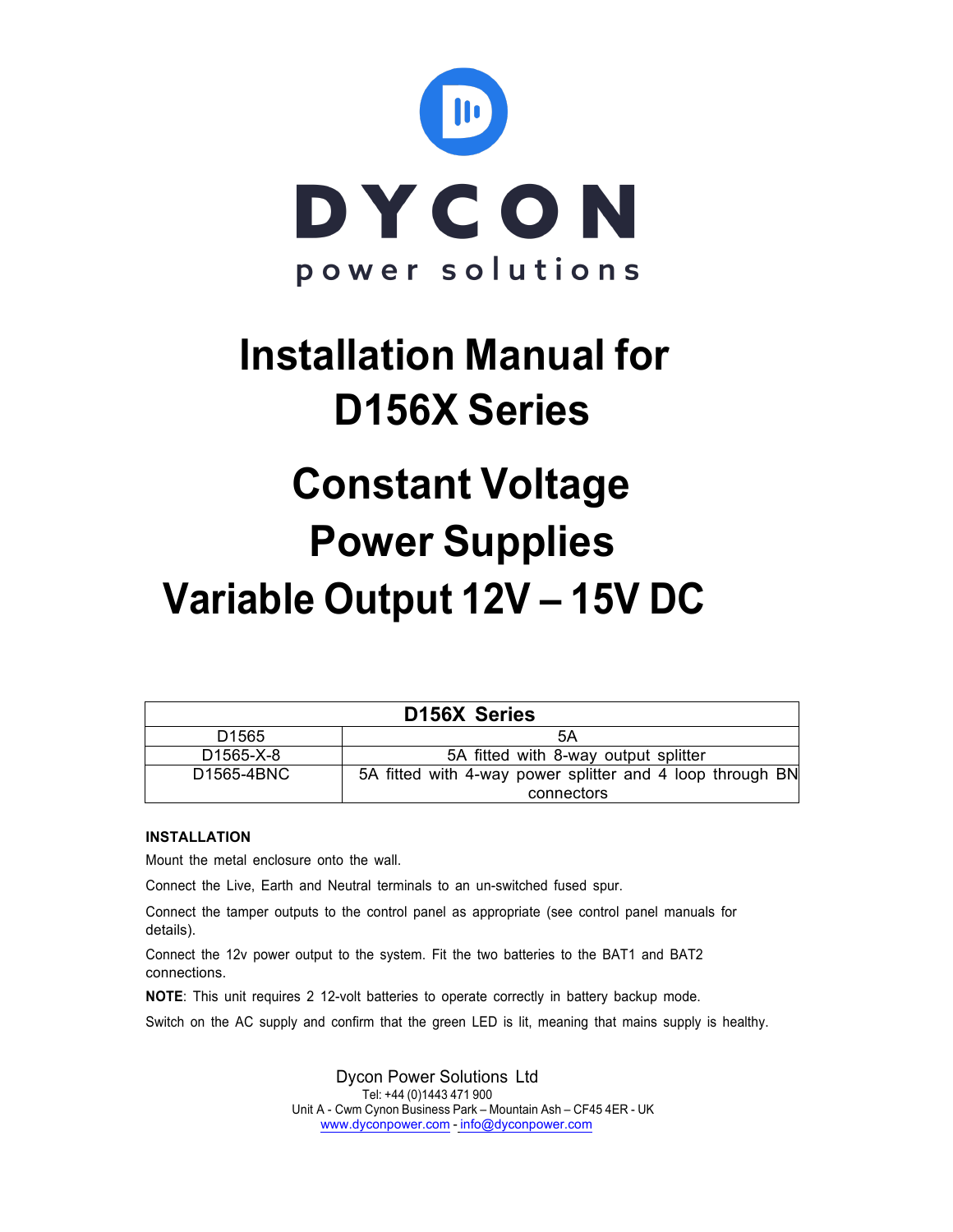DYCON

power solutions

# Installation Manual for D156X Series

# Constant Voltage Power Supplies

# Variable Output 12V – 15V DC

| D156X Series | |
|---|---|
| D1565 | 5A |
| D1565-X-8 | 5A fitted with 8-way output splitter |
| D1565-4BNC | 5A fitted with 4-way power splitter and 4 loop through BN connectors |

**INSTALLATION**

Mount the metal enclosure onto the wall.

Connect the Live, Earth and Neutral terminals to an un-switched fused spur.

Connect the tamper outputs to the control panel as appropriate (see control panel manuals for details).

Connect the 12v power output to the system. Fit the two batteries to the BAT1 and BAT2 connections.

**NOTE**: This unit requires 2 12-volt batteries to operate correctly in battery backup mode.

Switch on the AC supply and confirm that the green LED is lit, meaning that mains supply is healthy.

Dycon Power Solutions Ltd
Tel: +44 (0)1443 471 900
Unit A - Cwm Cynon Business Park – Mountain Ash – CF45 4ER - UK
www.dyconpower.com - info@dyconpower.com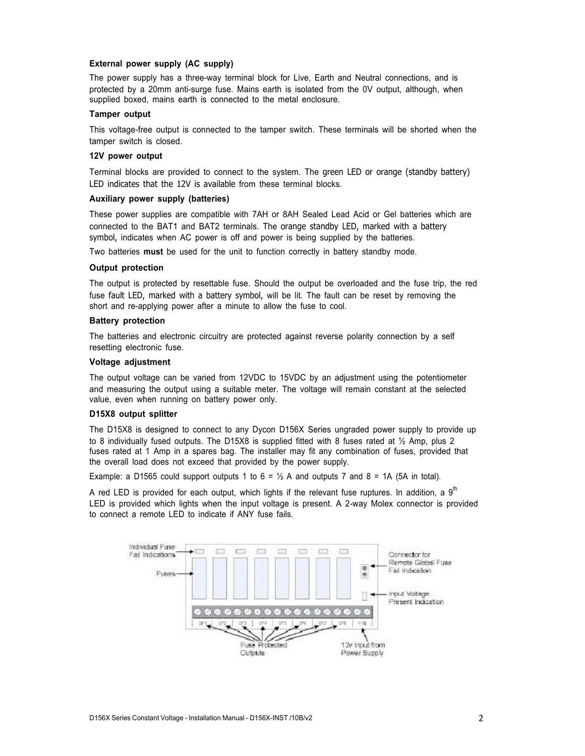**External power supply (AC supply)**

The power supply has a three-way terminal block for Live, Earth and Neutral connections, and is protected by a 20mm anti-surge fuse. Mains earth is isolated from the 0V output, although, when supplied boxed, mains earth is connected to the metal enclosure.

**Tamper output**

This voltage-free output is connected to the tamper switch. These terminals will be shorted when the tamper switch is closed.

**12V power output**

Terminal blocks are provided to connect to the system. The green LED or orange (standby battery) LED indicates that the 12V is available from these terminal blocks.

**Auxiliary power supply (batteries)**

These power supplies are compatible with 7AH or 8AH Sealed Lead Acid or Gel batteries which are connected to the BAT1 and BAT2 terminals. The orange standby LED, marked with a battery symbol, indicates when AC power is off and power is being supplied by the batteries.

Two batteries **must** be used for the unit to function correctly in battery standby mode.

**Output protection**

The output is protected by resettable fuse. Should the output be overloaded and the fuse trip, the red fuse fault LED, marked with a battery symbol, will be lit. The fault can be reset by removing the short and re-applying power after a minute to allow the fuse to cool.

**Battery protection**

The batteries and electronic circuitry are protected against reverse polarity connection by a self resetting electronic fuse.

**Voltage adjustment**

The output voltage can be varied from 12VDC to 15VDC by an adjustment using the potentiometer and measuring the output using a suitable meter. The voltage will remain constant at the selected value, even when running on battery power only.

**D15X8 output splitter**

The D15X8 is designed to connect to any Dycon D156X Series ungraded power supply to provide up to 8 individually fused outputs. The D15X8 is supplied fitted with 8 fuses rated at ½ Amp, plus 2 fuses rated at 1 Amp in a spares bag. The installer may fit any combination of fuses, provided that the overall load does not exceed that provided by the power supply.

Example: a D1565 could support outputs 1 to 6 = ½ A and outputs 7 and 8 = 1A (5A in total).

A red LED is provided for each output, which lights if the relevant fuse ruptures. In addition, a 9th LED is provided which lights when the input voltage is present. A 2-way Molex connector is provided to connect a remote LED to indicate if ANY fuse fails.

Individual Fuse Fail Indications

Fuses

Connector for Remote Global Fuse Fail Indication

Input Voltage Present Indication

Fuse Protected Outputs

12v Input from Power Supply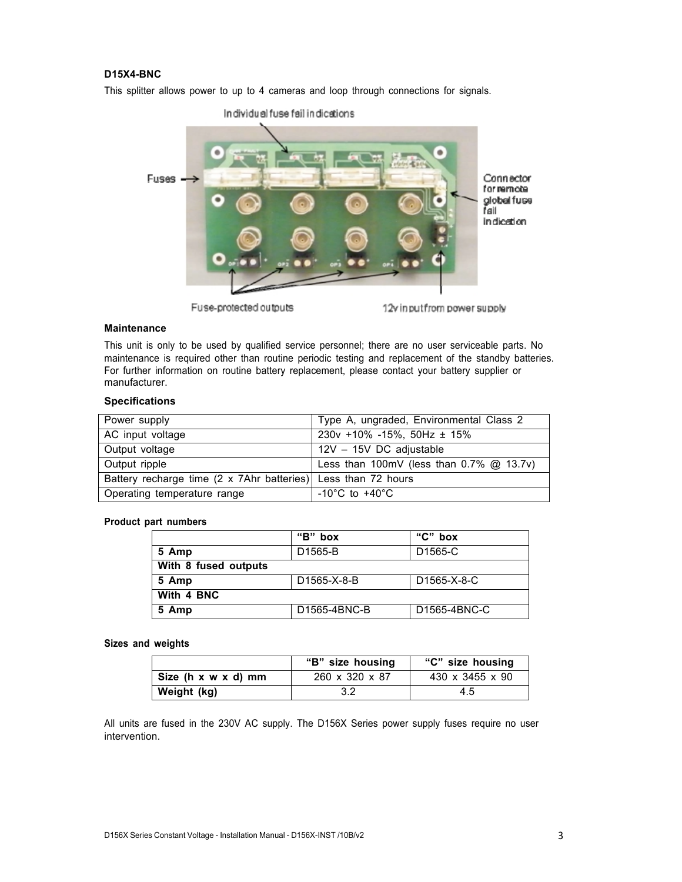**D15X4-BNC**

This splitter allows power to up to 4 cameras and loop through connections for signals.

Individual fuse fail indications

Fuses

Connector for remote global fuse fail indication

Fuse-protected outputs

12v input from power supply

**Maintenance**

This unit is only to be used by qualified service personnel; there are no user serviceable parts. No maintenance is required other than routine periodic testing and replacement of the standby batteries. For further information on routine battery replacement, please contact your battery supplier or manufacturer.

**Specifications**

| | |
|---|---|
| Power supply | Type A, ungraded, Environmental Class 2 |
| AC input voltage | 230v +10% -15%, 50Hz ± 15% |
| Output voltage | 12V – 15V DC adjustable |
| Output ripple | Less than 100mV (less than 0.7% @ 13.7v) |
| Battery recharge time (2 x 7Ahr batteries) | Less than 72 hours |
| Operating temperature range | -10°C to +40°C |

**Product part numbers**

| | "B" box | "C" box |
|---|---|---|
| **5 Amp** | D1565-B | D1565-C |
| **With 8 fused outputs** | | |
| **5 Amp** | D1565-X-8-B | D1565-X-8-C |
| **With 4 BNC** | | |
| **5 Amp** | D1565-4BNC-B | D1565-4BNC-C |

**Sizes and weights**

| | "B" size housing | "C" size housing |
|---|---|---|
| **Size (h x w x d) mm** | 260 x 320 x 87 | 430 x 3455 x 90 |
| **Weight (kg)** | 3.2 | 4.5 |

All units are fused in the 230V AC supply. The D156X Series power supply fuses require no user intervention.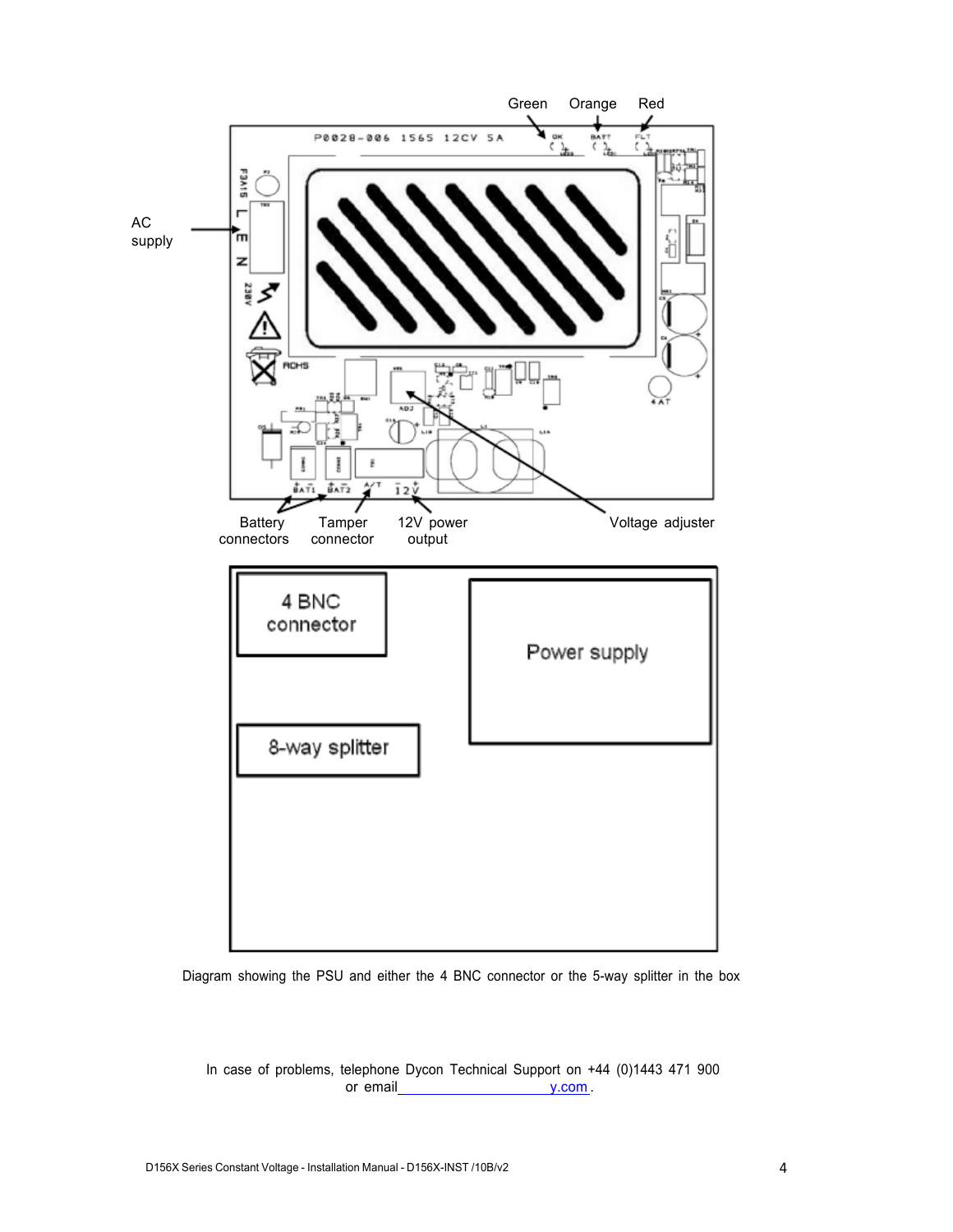Green Orange Red

P0028-006 1565 12CV 5A

AC supply

Battery connectors

Tamper connector

12V power output

Voltage adjuster

4 BNC connector

Power supply

8-way splitter

Diagram showing the PSU and either the 4 BNC connector or the 5-way splitter in the box

In case of problems, telephone Dycon Technical Support on +44 (0)1443 471 900 or email y.com.